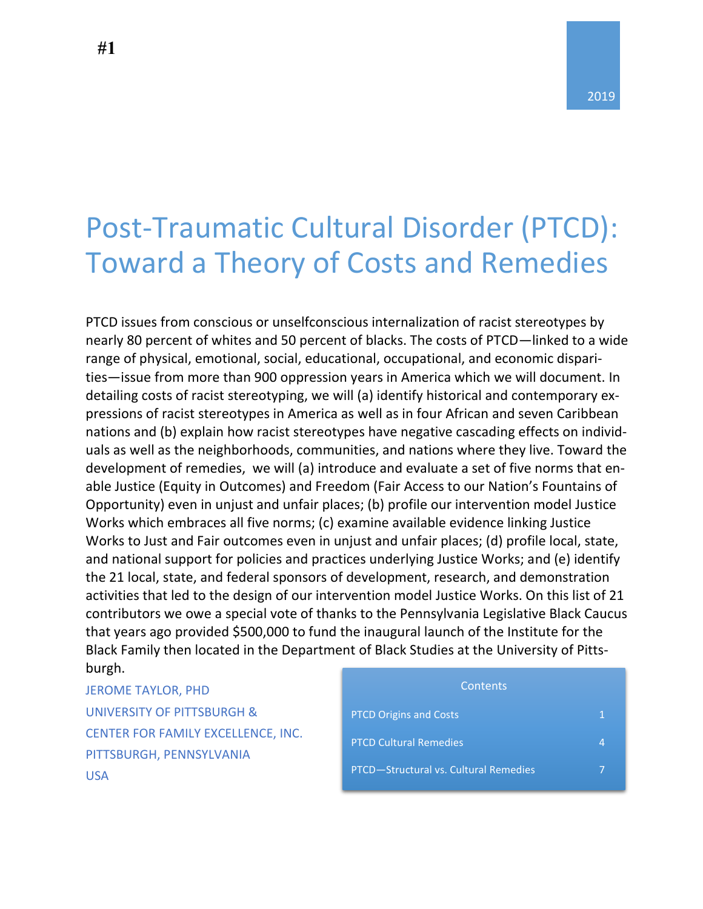#1

2019

# Post-Traumatic Cultural Disorder (PTCD): Toward a Theory of Costs and Remedies

PTCD issues from conscious or unselfconscious internalization of racist stereotypes by nearly 80 percent of whites and 50 percent of blacks. The costs of PTCD—linked to a wide range of physical, emotional, social, educational, occupational, and economic disparities—issue from more than 900 oppression years in America which we will document. In detailing costs of racist stereotyping, we will (a) identify historical and contemporary expressions of racist stereotypes in America as well as in four African and seven Caribbean nations and (b) explain how racist stereotypes have negative cascading effects on individuals as well as the neighborhoods, communities, and nations where they live. Toward the development of remedies, we will (a) introduce and evaluate a set of five norms that enable Justice (Equity in Outcomes) and Freedom (Fair Access to our Nation's Fountains of Opportunity) even in unjust and unfair places; (b) profile our intervention model Justice Works which embraces all five norms; (c) examine available evidence linking Justice Works to Just and Fair outcomes even in unjust and unfair places; (d) profile local, state, and national support for policies and practices underlying Justice Works; and (e) identify the 21 local, state, and federal sponsors of development, research, and demonstration activities that led to the design of our intervention model Justice Works. On this list of 21 contributors we owe a special vote of thanks to the Pennsylvania Legislative Black Caucus that years ago provided $500,000 to fund the inaugural launch of the Institute for the Black Family then located in the Department of Black Studies at the University of Pittsburgh.

JEROME TAYLOR, PHD
UNIVERSITY OF PITTSBURGH &
CENTER FOR FAMILY EXCELLENCE, INC.
PITTSBURGH, PENNSYLVANIA
USA

| Contents | |
|---|---|
| PTCD Origins and Costs | 1 |
| PTCD Cultural Remedies | 4 |
| PTCD—Structural vs. Cultural Remedies | 7 |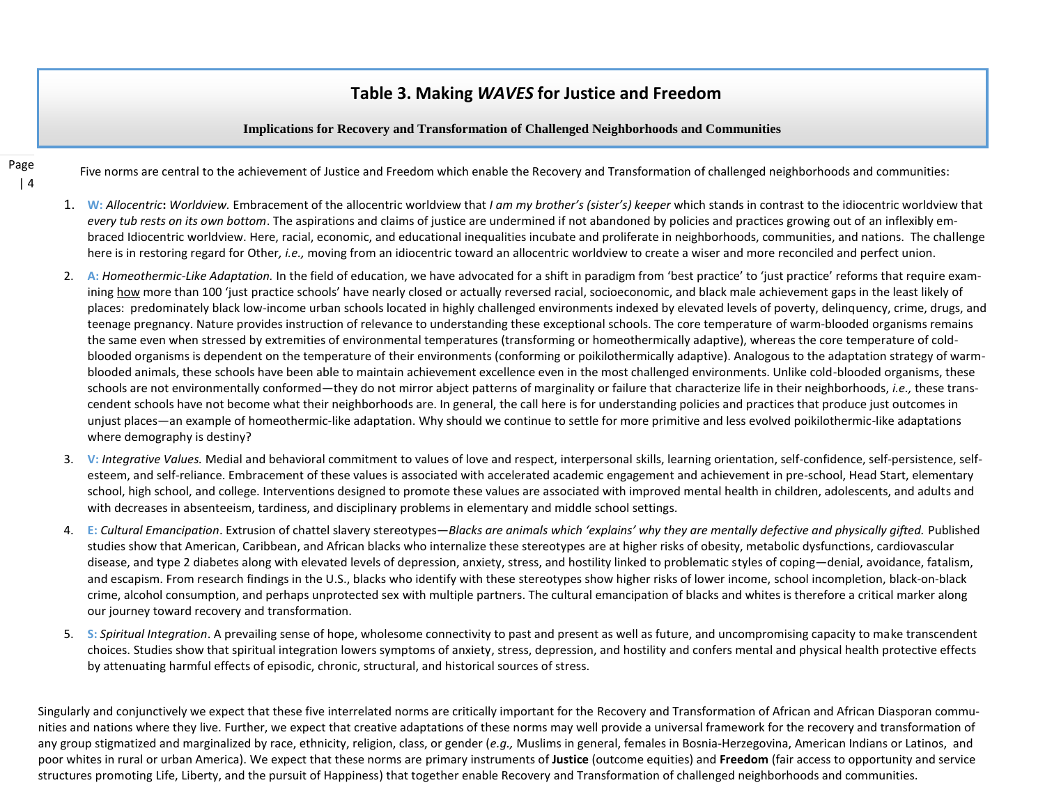## Table 3. Making *WAVES* for Justice and Freedom

**Implications for Recovery and Transformation of Challenged Neighborhoods and Communities**

Five norms are central to the achievement of Justice and Freedom which enable the Recovery and Transformation of challenged neighborhoods and communities:

1. **W:** *Allocentric***:** *Worldview.* Embracement of the allocentric worldview that *I am my brother's (sister's) keeper* which stands in contrast to the idiocentric worldview that *every tub rests on its own bottom*. The aspirations and claims of justice are undermined if not abandoned by policies and practices growing out of an inflexibly embraced Idiocentric worldview. Here, racial, economic, and educational inequalities incubate and proliferate in neighborhoods, communities, and nations. The challenge here is in restoring regard for Other*, i.e.,* moving from an idiocentric toward an allocentric worldview to create a wiser and more reconciled and perfect union.

2. **A:** *Homeothermic-Like Adaptation.* In the field of education, we have advocated for a shift in paradigm from 'best practice' to 'just practice' reforms that require examining how more than 100 'just practice schools' have nearly closed or actually reversed racial, socioeconomic, and black male achievement gaps in the least likely of places: predominately black low-income urban schools located in highly challenged environments indexed by elevated levels of poverty, delinquency, crime, drugs, and teenage pregnancy. Nature provides instruction of relevance to understanding these exceptional schools. The core temperature of warm-blooded organisms remains the same even when stressed by extremities of environmental temperatures (transforming or homeothermically adaptive), whereas the core temperature of cold-blooded organisms is dependent on the temperature of their environments (conforming or poikilothermically adaptive). Analogous to the adaptation strategy of warm-blooded animals, these schools have been able to maintain achievement excellence even in the most challenged environments. Unlike cold-blooded organisms, these schools are not environmentally conformed—they do not mirror abject patterns of marginality or failure that characterize life in their neighborhoods, *i.e.,* these transcendent schools have not become what their neighborhoods are. In general, the call here is for understanding policies and practices that produce just outcomes in unjust places—an example of homeothermic-like adaptation. Why should we continue to settle for more primitive and less evolved poikilothermic-like adaptations where demography is destiny?

3. **V:** *Integrative Values.* Medial and behavioral commitment to values of love and respect, interpersonal skills, learning orientation, self-confidence, self-persistence, self-esteem, and self-reliance. Embracement of these values is associated with accelerated academic engagement and achievement in pre-school, Head Start, elementary school, high school, and college. Interventions designed to promote these values are associated with improved mental health in children, adolescents, and adults and with decreases in absenteeism, tardiness, and disciplinary problems in elementary and middle school settings.

4. **E:** *Cultural Emancipation*. Extrusion of chattel slavery stereotypes—*Blacks are animals which 'explains' why they are mentally defective and physically gifted.* Published studies show that American, Caribbean, and African blacks who internalize these stereotypes are at higher risks of obesity, metabolic dysfunctions, cardiovascular disease, and type 2 diabetes along with elevated levels of depression, anxiety, stress, and hostility linked to problematic styles of coping—denial, avoidance, fatalism, and escapism. From research findings in the U.S., blacks who identify with these stereotypes show higher risks of lower income, school incompletion, black-on-black crime, alcohol consumption, and perhaps unprotected sex with multiple partners. The cultural emancipation of blacks and whites is therefore a critical marker along our journey toward recovery and transformation.

5. **S:** *Spiritual Integration*. A prevailing sense of hope, wholesome connectivity to past and present as well as future, and uncompromising capacity to make transcendent choices. Studies show that spiritual integration lowers symptoms of anxiety, stress, depression, and hostility and confers mental and physical health protective effects by attenuating harmful effects of episodic, chronic, structural, and historical sources of stress.

Singularly and conjunctively we expect that these five interrelated norms are critically important for the Recovery and Transformation of African and African Diasporan communities and nations where they live. Further, we expect that creative adaptations of these norms may well provide a universal framework for the recovery and transformation of any group stigmatized and marginalized by race, ethnicity, religion, class, or gender (*e.g.,* Muslims in general, females in Bosnia-Herzegovina, American Indians or Latinos, and poor whites in rural or urban America). We expect that these norms are primary instruments of **Justice** (outcome equities) and **Freedom** (fair access to opportunity and service structures promoting Life, Liberty, and the pursuit of Happiness) that together enable Recovery and Transformation of challenged neighborhoods and communities.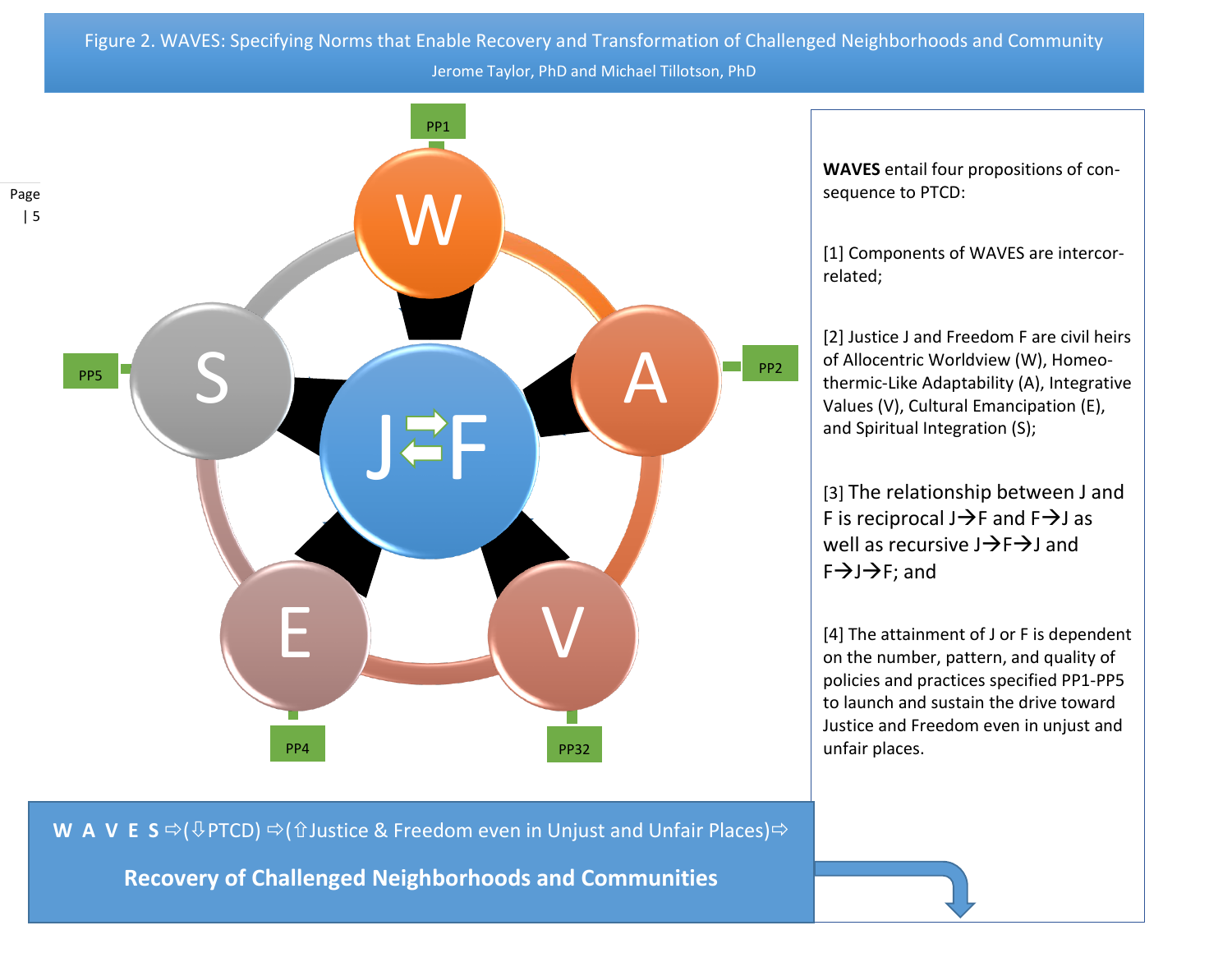Figure 2. WAVES: Specifying Norms that Enable Recovery and Transformation of Challenged Neighborhoods and Community

Jerome Taylor, PhD and Michael Tillotson, PhD

PP1

W

PP2

A

PP5

S

J⇄F

E

V

PP4

PP32

**WAVES** entail four propositions of consequence to PTCD:

[1] Components of WAVES are intercorrelated;

[2] Justice J and Freedom F are civil heirs of Allocentric Worldview (W), Homeothermic-Like Adaptability (A), Integrative Values (V), Cultural Emancipation (E), and Spiritual Integration (S);

[3] The relationship between J and F is reciprocal J→F and F→J as well as recursive J→F→J and F→J→F; and

[4] The attainment of J or F is dependent on the number, pattern, and quality of policies and practices specified PP1-PP5 to launch and sustain the drive toward Justice and Freedom even in unjust and unfair places.

**W A V E S** ⇨(⇩PTCD) ⇨(⇧Justice & Freedom even in Unjust and Unfair Places)⇨

**Recovery of Challenged Neighborhoods and Communities**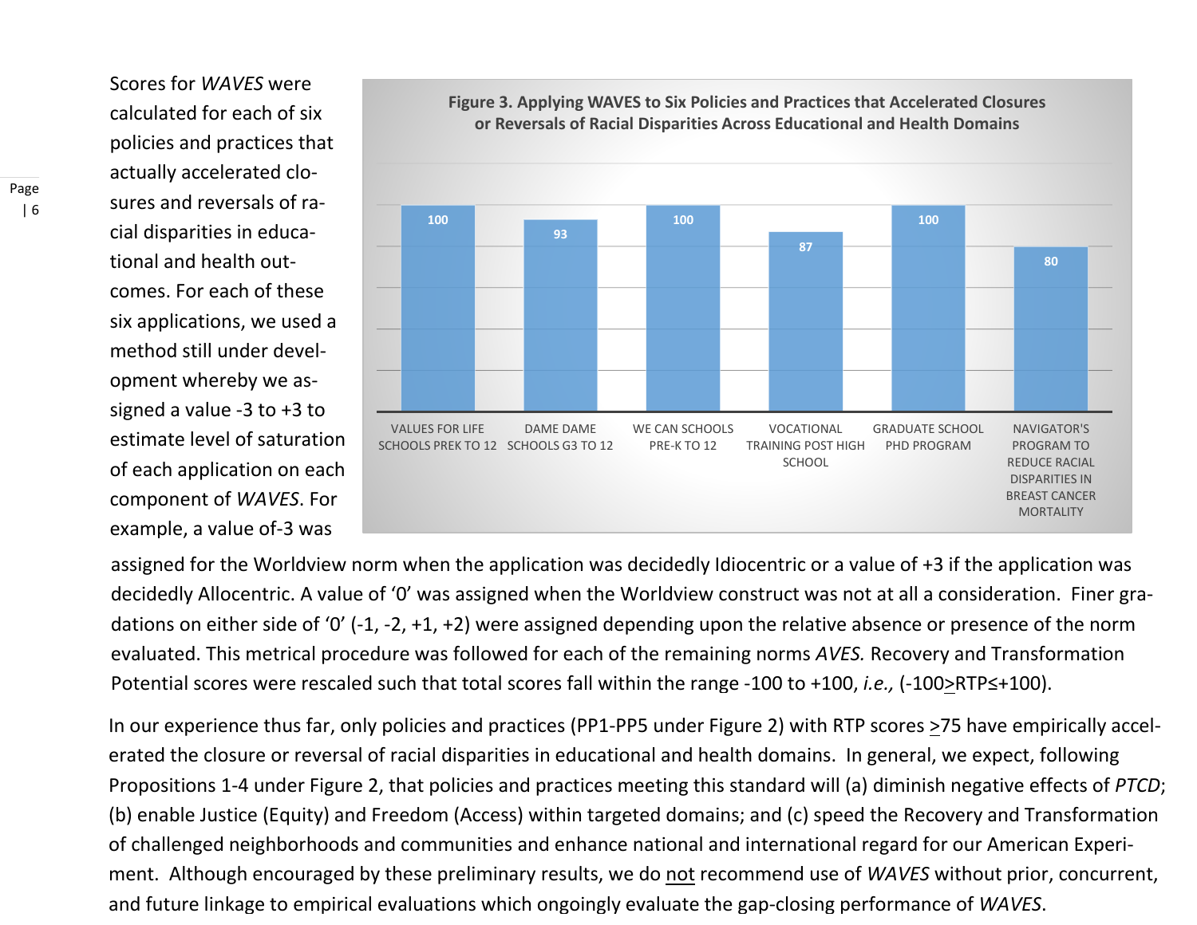Scores for *WAVES* were calculated for each of six policies and practices that actually accelerated closures and reversals of racial disparities in educational and health outcomes. For each of these six applications, we used a method still under development whereby we assigned a value -3 to +3 to estimate level of saturation of each application on each component of *WAVES*. For example, a value of-3 was assigned for the Worldview norm when the application was decidedly Idiocentric or a value of +3 if the application was decidedly Allocentric. A value of '0' was assigned when the Worldview construct was not at all a consideration. Finer gradations on either side of '0' (-1, -2, +1, +2) were assigned depending upon the relative absence or presence of the norm evaluated. This metrical procedure was followed for each of the remaining norms *AVES.* Recovery and Transformation Potential scores were rescaled such that total scores fall within the range -100 to +100, *i.e.,* (-100≥RTP≤+100).

**Figure 3. Applying WAVES to Six Policies and Practices that Accelerated Closures or Reversals of Racial Disparities Across Educational and Health Domains**

| Policy / Practice | Score |
|---|---|
| VALUES FOR LIFE SCHOOLS PREK TO 12 | 100 |
| DAME DAME SCHOOLS G3 TO 12 | 93 |
| WE CAN SCHOOLS PRE-K TO 12 | 100 |
| VOCATIONAL TRAINING POST HIGH SCHOOL | 87 |
| GRADUATE SCHOOL PHD PROGRAM | 100 |
| NAVIGATOR'S PROGRAM TO REDUCE RACIAL DISPARITIES IN BREAST CANCER MORTALITY | 80 |

In our experience thus far, only policies and practices (PP1-PP5 under Figure 2) with RTP scores ≥75 have empirically accelerated the closure or reversal of racial disparities in educational and health domains. In general, we expect, following Propositions 1-4 under Figure 2, that policies and practices meeting this standard will (a) diminish negative effects of *PTCD*; (b) enable Justice (Equity) and Freedom (Access) within targeted domains; and (c) speed the Recovery and Transformation of challenged neighborhoods and communities and enhance national and international regard for our American Experiment. Although encouraged by these preliminary results, we do not recommend use of *WAVES* without prior, concurrent, and future linkage to empirical evaluations which ongoingly evaluate the gap-closing performance of *WAVES*.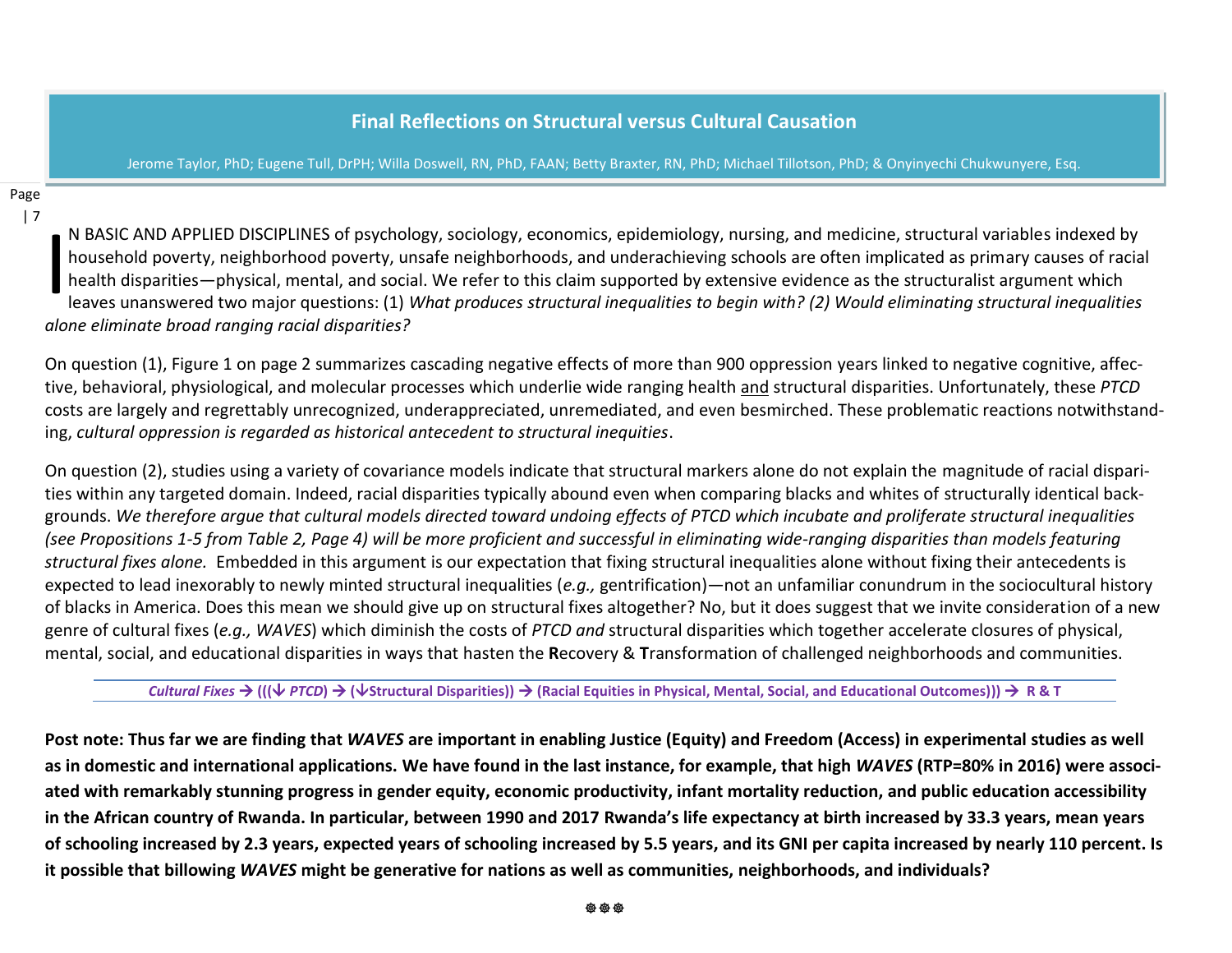## Final Reflections on Structural versus Cultural Causation

Jerome Taylor, PhD; Eugene Tull, DrPH; Willa Doswell, RN, PhD, FAAN; Betty Braxter, RN, PhD; Michael Tillotson, PhD; & Onyinyechi Chukwunyere, Esq.

IN BASIC AND APPLIED DISCIPLINES of psychology, sociology, economics, epidemiology, nursing, and medicine, structural variables indexed by household poverty, neighborhood poverty, unsafe neighborhoods, and underachieving schools are often implicated as primary causes of racial health disparities—physical, mental, and social. We refer to this claim supported by extensive evidence as the structuralist argument which leaves unanswered two major questions: (1) *What produces structural inequalities to begin with? (2) Would eliminating structural inequalities alone eliminate broad ranging racial disparities?*

On question (1), Figure 1 on page 2 summarizes cascading negative effects of more than 900 oppression years linked to negative cognitive, affective, behavioral, physiological, and molecular processes which underlie wide ranging health and structural disparities. Unfortunately, these *PTCD* costs are largely and regrettably unrecognized, underappreciated, unremediated, and even besmirched. These problematic reactions notwithstanding, *cultural oppression is regarded as historical antecedent to structural inequities*.

On question (2), studies using a variety of covariance models indicate that structural markers alone do not explain the magnitude of racial disparities within any targeted domain. Indeed, racial disparities typically abound even when comparing blacks and whites of structurally identical backgrounds. *We therefore argue that cultural models directed toward undoing effects of PTCD which incubate and proliferate structural inequalities (see Propositions 1-5 from Table 2, Page 4) will be more proficient and successful in eliminating wide-ranging disparities than models featuring structural fixes alone.* Embedded in this argument is our expectation that fixing structural inequalities alone without fixing their antecedents is expected to lead inexorably to newly minted structural inequalities (*e.g.,* gentrification)—not an unfamiliar conundrum in the sociocultural history of blacks in America. Does this mean we should give up on structural fixes altogether? No, but it does suggest that we invite consideration of a new genre of cultural fixes (*e.g., WAVES*) which diminish the costs of *PTCD and* structural disparities which together accelerate closures of physical, mental, social, and educational disparities in ways that hasten the **R**ecovery & **T**ransformation of challenged neighborhoods and communities.

***Cultural Fixes* → (((↓ *PTCD*) → (↓Structural Disparities)) → (Racial Equities in Physical, Mental, Social, and Educational Outcomes))) → R & T**

**Post note: Thus far we are finding that *WAVES* are important in enabling Justice (Equity) and Freedom (Access) in experimental studies as well as in domestic and international applications. We have found in the last instance, for example, that high *WAVES* (RTP=80% in 2016) were associated with remarkably stunning progress in gender equity, economic productivity, infant mortality reduction, and public education accessibility in the African country of Rwanda. In particular, between 1990 and 2017 Rwanda's life expectancy at birth increased by 33.3 years, mean years of schooling increased by 2.3 years, expected years of schooling increased by 5.5 years, and its GNI per capita increased by nearly 110 percent. Is it possible that billowing *WAVES* might be generative for nations as well as communities, neighborhoods, and individuals?**

❅❅❅